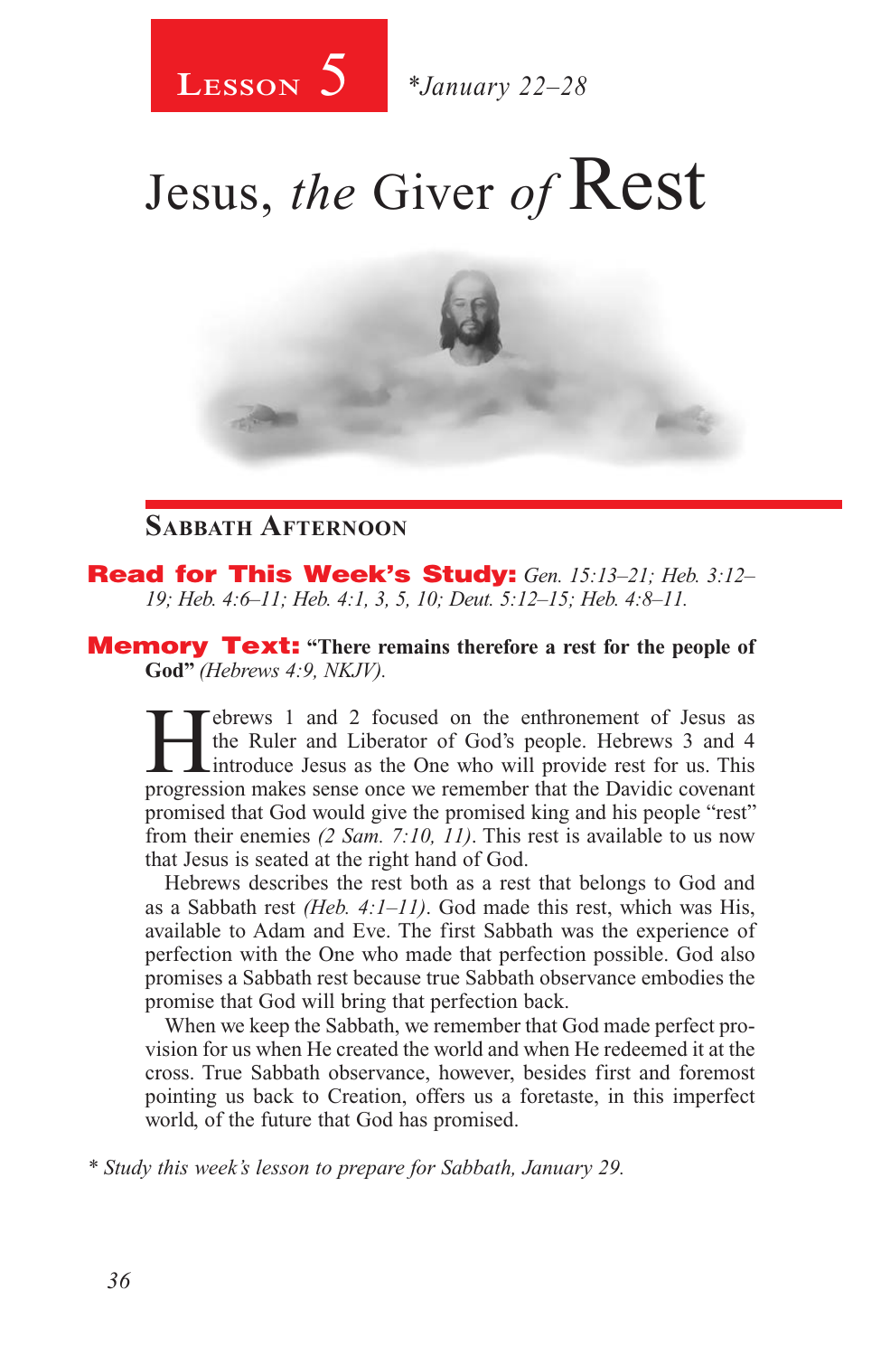**Lesson 5** *January 22–28

# Jesus, *the* Giver *of* Rest

## Sabbath Afternoon

**Read for This Week's Study:** *Gen. 15:13–21; Heb. 3:12–19; Heb. 4:6–11; Heb. 4:1, 3, 5, 10; Deut. 5:12–15; Heb. 4:8–11.*

**Memory Text:** **"There remains therefore a rest for the people of God"** *(Hebrews 4:9, NKJV).*

Hebrews 1 and 2 focused on the enthronement of Jesus as the Ruler and Liberator of God's people. Hebrews 3 and 4 introduce Jesus as the One who will provide rest for us. This progression makes sense once we remember that the Davidic covenant promised that God would give the promised king and his people "rest" from their enemies *(2 Sam. 7:10, 11)*. This rest is available to us now that Jesus is seated at the right hand of God.

Hebrews describes the rest both as a rest that belongs to God and as a Sabbath rest *(Heb. 4:1–11)*. God made this rest, which was His, available to Adam and Eve. The first Sabbath was the experience of perfection with the One who made that perfection possible. God also promises a Sabbath rest because true Sabbath observance embodies the promise that God will bring that perfection back.

When we keep the Sabbath, we remember that God made perfect provision for us when He created the world and when He redeemed it at the cross. True Sabbath observance, however, besides first and foremost pointing us back to Creation, offers us a foretaste, in this imperfect world, of the future that God has promised.

*\* Study this week's lesson to prepare for Sabbath, January 29.*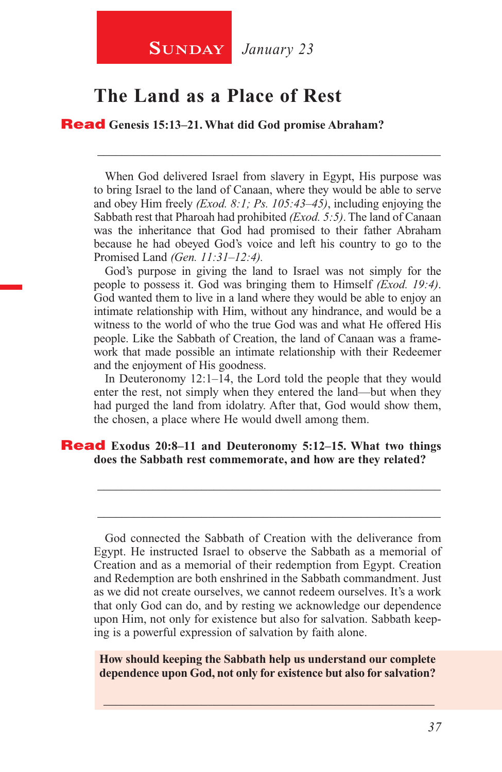**Sunday** *January 23*

## The Land as a Place of Rest

**Read Genesis 15:13–21. What did God promise Abraham?**

_______________________________________________

When God delivered Israel from slavery in Egypt, His purpose was to bring Israel to the land of Canaan, where they would be able to serve and obey Him freely *(Exod. 8:1; Ps. 105:43–45)*, including enjoying the Sabbath rest that Pharoah had prohibited *(Exod. 5:5)*. The land of Canaan was the inheritance that God had promised to their father Abraham because he had obeyed God's voice and left his country to go to the Promised Land *(Gen. 11:31–12:4)*.

God's purpose in giving the land to Israel was not simply for the people to possess it. God was bringing them to Himself *(Exod. 19:4)*. God wanted them to live in a land where they would be able to enjoy an intimate relationship with Him, without any hindrance, and would be a witness to the world of who the true God was and what He offered His people. Like the Sabbath of Creation, the land of Canaan was a framework that made possible an intimate relationship with their Redeemer and the enjoyment of His goodness.

In Deuteronomy 12:1–14, the Lord told the people that they would enter the rest, not simply when they entered the land—but when they had purged the land from idolatry. After that, God would show them, the chosen, a place where He would dwell among them.

**Read Exodus 20:8–11 and Deuteronomy 5:12–15. What two things does the Sabbath rest commemorate, and how are they related?**

_______________________________________________

_______________________________________________

God connected the Sabbath of Creation with the deliverance from Egypt. He instructed Israel to observe the Sabbath as a memorial of Creation and as a memorial of their redemption from Egypt. Creation and Redemption are both enshrined in the Sabbath commandment. Just as we did not create ourselves, we cannot redeem ourselves. It's a work that only God can do, and by resting we acknowledge our dependence upon Him, not only for existence but also for salvation. Sabbath keeping is a powerful expression of salvation by faith alone.

**How should keeping the Sabbath help us understand our complete dependence upon God, not only for existence but also for salvation?**

_______________________________________________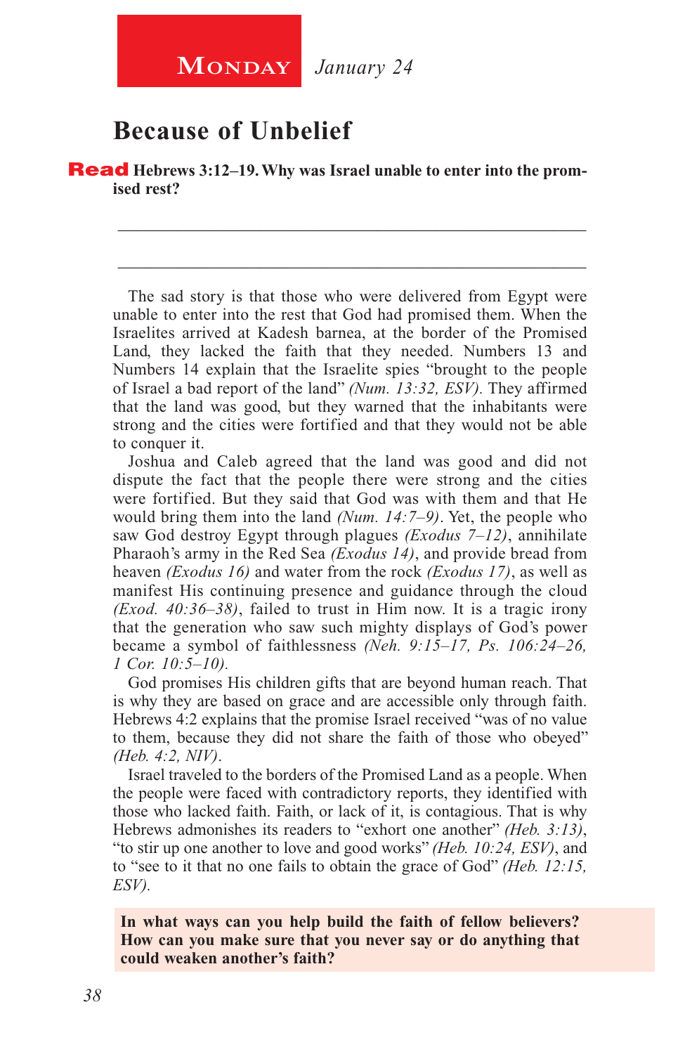**Monday** *January 24*

# Because of Unbelief

**Read Hebrews 3:12–19. Why was Israel unable to enter into the promised rest?**

_______________________________________________________________

_______________________________________________________________

The sad story is that those who were delivered from Egypt were unable to enter into the rest that God had promised them. When the Israelites arrived at Kadesh barnea, at the border of the Promised Land, they lacked the faith that they needed. Numbers 13 and Numbers 14 explain that the Israelite spies "brought to the people of Israel a bad report of the land" *(Num. 13:32, ESV)*. They affirmed that the land was good, but they warned that the inhabitants were strong and the cities were fortified and that they would not be able to conquer it.

Joshua and Caleb agreed that the land was good and did not dispute the fact that the people there were strong and the cities were fortified. But they said that God was with them and that He would bring them into the land *(Num. 14:7–9)*. Yet, the people who saw God destroy Egypt through plagues *(Exodus 7–12)*, annihilate Pharaoh's army in the Red Sea *(Exodus 14)*, and provide bread from heaven *(Exodus 16)* and water from the rock *(Exodus 17)*, as well as manifest His continuing presence and guidance through the cloud *(Exod. 40:36–38)*, failed to trust in Him now. It is a tragic irony that the generation who saw such mighty displays of God's power became a symbol of faithlessness *(Neh. 9:15–17, Ps. 106:24–26, 1 Cor. 10:5–10)*.

God promises His children gifts that are beyond human reach. That is why they are based on grace and are accessible only through faith. Hebrews 4:2 explains that the promise Israel received "was of no value to them, because they did not share the faith of those who obeyed" *(Heb. 4:2, NIV)*.

Israel traveled to the borders of the Promised Land as a people. When the people were faced with contradictory reports, they identified with those who lacked faith. Faith, or lack of it, is contagious. That is why Hebrews admonishes its readers to "exhort one another" *(Heb. 3:13)*, "to stir up one another to love and good works" *(Heb. 10:24, ESV)*, and to "see to it that no one fails to obtain the grace of God" *(Heb. 12:15, ESV)*.

**In what ways can you help build the faith of fellow believers? How can you make sure that you never say or do anything that could weaken another's faith?**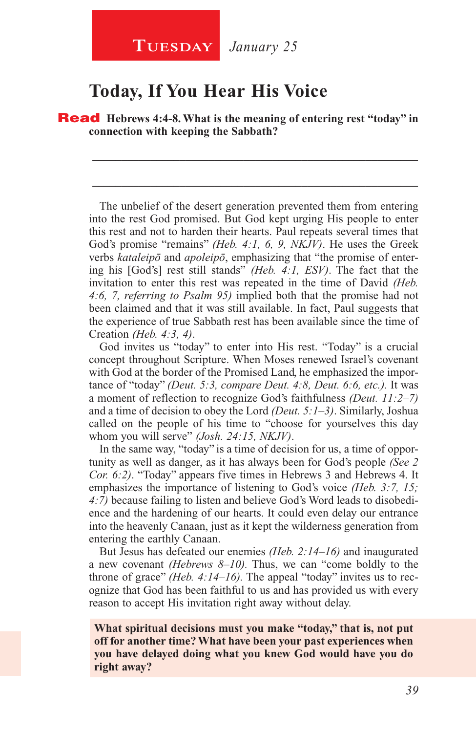**Tuesday** *January 25*

## Today, If You Hear His Voice

**Read Hebrews 4:4-8. What is the meaning of entering rest "today" in connection with keeping the Sabbath?**

_______________________________________________________________

_______________________________________________________________

The unbelief of the desert generation prevented them from entering into the rest God promised. But God kept urging His people to enter this rest and not to harden their hearts. Paul repeats several times that God's promise "remains" *(Heb. 4:1, 6, 9, NKJV)*. He uses the Greek verbs *kataleipō* and *apoleipō*, emphasizing that "the promise of entering his [God's] rest still stands" *(Heb. 4:1, ESV)*. The fact that the invitation to enter this rest was repeated in the time of David *(Heb. 4:6, 7, referring to Psalm 95)* implied both that the promise had not been claimed and that it was still available. In fact, Paul suggests that the experience of true Sabbath rest has been available since the time of Creation *(Heb. 4:3, 4)*.

God invites us "today" to enter into His rest. "Today" is a crucial concept throughout Scripture. When Moses renewed Israel's covenant with God at the border of the Promised Land, he emphasized the importance of "today" *(Deut. 5:3, compare Deut. 4:8, Deut. 6:6, etc.)*. It was a moment of reflection to recognize God's faithfulness *(Deut. 11:2–7)* and a time of decision to obey the Lord *(Deut. 5:1–3)*. Similarly, Joshua called on the people of his time to "choose for yourselves this day whom you will serve" *(Josh. 24:15, NKJV)*.

In the same way, "today" is a time of decision for us, a time of opportunity as well as danger, as it has always been for God's people *(See 2 Cor. 6:2)*. "Today" appears five times in Hebrews 3 and Hebrews 4. It emphasizes the importance of listening to God's voice *(Heb. 3:7, 15; 4:7)* because failing to listen and believe God's Word leads to disobedience and the hardening of our hearts. It could even delay our entrance into the heavenly Canaan, just as it kept the wilderness generation from entering the earthly Canaan.

But Jesus has defeated our enemies *(Heb. 2:14–16)* and inaugurated a new covenant *(Hebrews 8–10)*. Thus, we can "come boldly to the throne of grace" *(Heb. 4:14–16)*. The appeal "today" invites us to recognize that God has been faithful to us and has provided us with every reason to accept His invitation right away without delay.

**What spiritual decisions must you make "today," that is, not put off for another time? What have been your past experiences when you have delayed doing what you knew God would have you do right away?**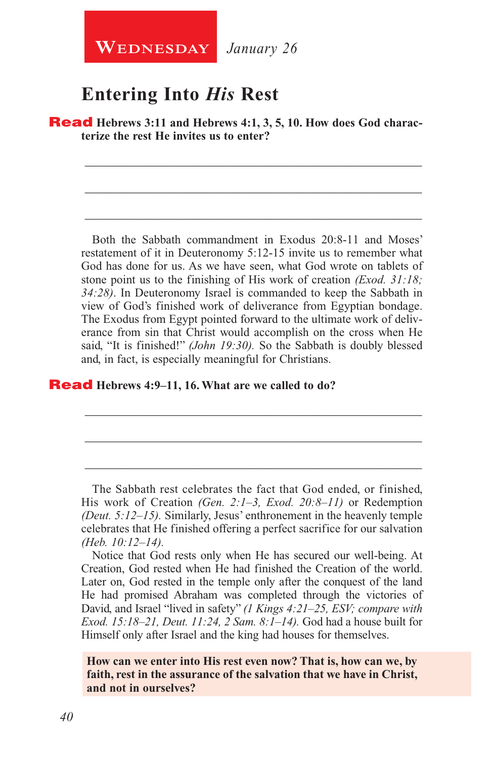**Wednesday** *January 26*

## Entering Into *His* Rest

**Read Hebrews 3:11 and Hebrews 4:1, 3, 5, 10. How does God characterize the rest He invites us to enter?**

_____________________________________________________________

_____________________________________________________________

_____________________________________________________________

Both the Sabbath commandment in Exodus 20:8-11 and Moses' restatement of it in Deuteronomy 5:12-15 invite us to remember what God has done for us. As we have seen, what God wrote on tablets of stone point us to the finishing of His work of creation *(Exod. 31:18; 34:28)*. In Deuteronomy Israel is commanded to keep the Sabbath in view of God's finished work of deliverance from Egyptian bondage. The Exodus from Egypt pointed forward to the ultimate work of deliverance from sin that Christ would accomplish on the cross when He said, "It is finished!" *(John 19:30)*. So the Sabbath is doubly blessed and, in fact, is especially meaningful for Christians.

**Read Hebrews 4:9–11, 16. What are we called to do?**

_____________________________________________________________

_____________________________________________________________

_____________________________________________________________

The Sabbath rest celebrates the fact that God ended, or finished, His work of Creation *(Gen. 2:1–3, Exod. 20:8–11)* or Redemption *(Deut. 5:12–15)*. Similarly, Jesus' enthronement in the heavenly temple celebrates that He finished offering a perfect sacrifice for our salvation *(Heb. 10:12–14)*.

Notice that God rests only when He has secured our well-being. At Creation, God rested when He had finished the Creation of the world. Later on, God rested in the temple only after the conquest of the land He had promised Abraham was completed through the victories of David, and Israel "lived in safety" *(1 Kings 4:21–25, ESV; compare with Exod. 15:18–21, Deut. 11:24, 2 Sam. 8:1–14)*. God had a house built for Himself only after Israel and the king had houses for themselves.

**How can we enter into His rest even now? That is, how can we, by faith, rest in the assurance of the salvation that we have in Christ, and not in ourselves?**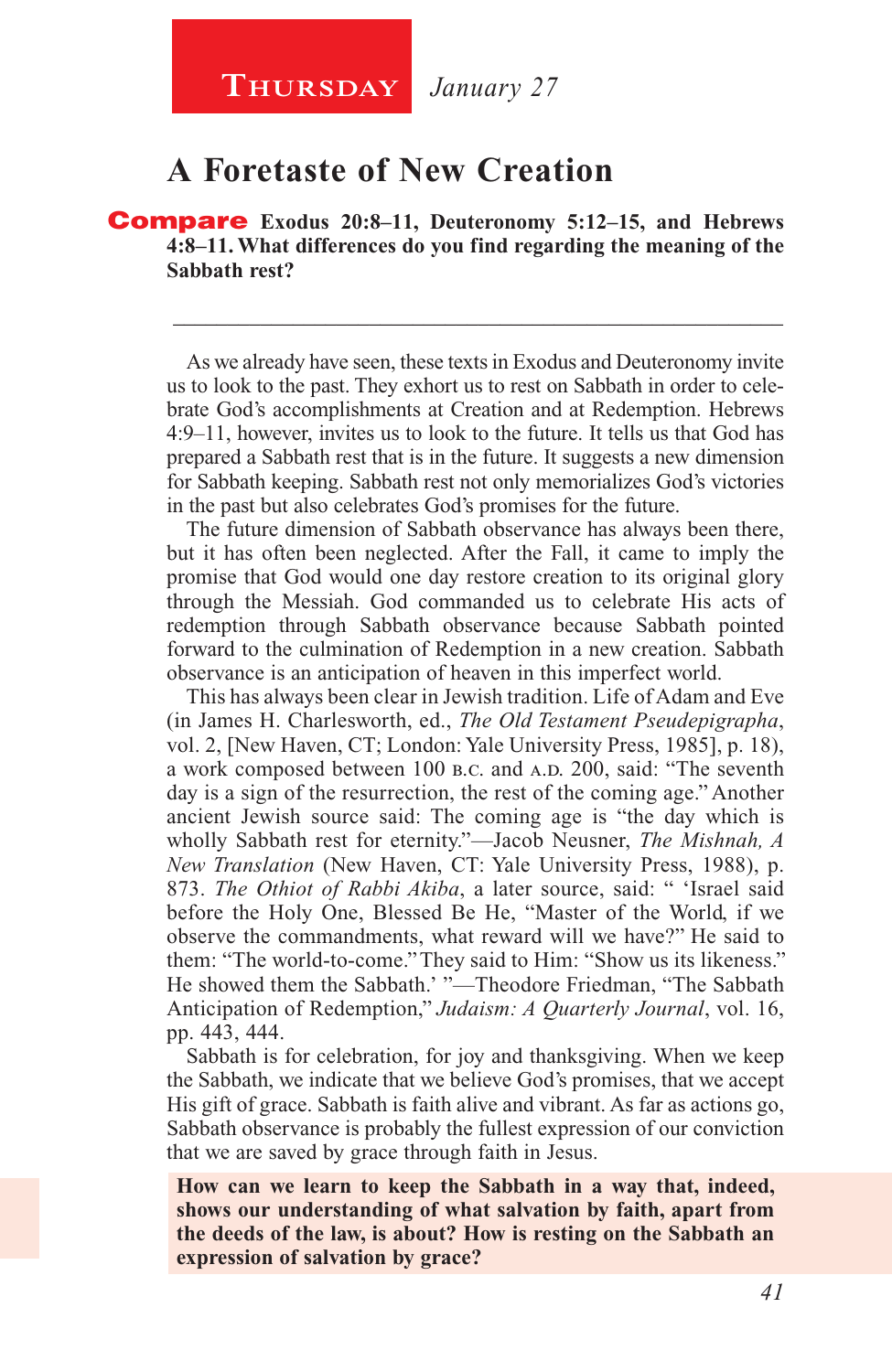**Thursday** *January 27*

# A Foretaste of New Creation

**Compare Exodus 20:8–11, Deuteronomy 5:12–15, and Hebrews 4:8–11. What differences do you find regarding the meaning of the Sabbath rest?**

---

As we already have seen, these texts in Exodus and Deuteronomy invite us to look to the past. They exhort us to rest on Sabbath in order to celebrate God's accomplishments at Creation and at Redemption. Hebrews 4:9–11, however, invites us to look to the future. It tells us that God has prepared a Sabbath rest that is in the future. It suggests a new dimension for Sabbath keeping. Sabbath rest not only memorializes God's victories in the past but also celebrates God's promises for the future.

The future dimension of Sabbath observance has always been there, but it has often been neglected. After the Fall, it came to imply the promise that God would one day restore creation to its original glory through the Messiah. God commanded us to celebrate His acts of redemption through Sabbath observance because Sabbath pointed forward to the culmination of Redemption in a new creation. Sabbath observance is an anticipation of heaven in this imperfect world.

This has always been clear in Jewish tradition. Life of Adam and Eve (in James H. Charlesworth, ed., *The Old Testament Pseudepigrapha*, vol. 2, [New Haven, CT; London: Yale University Press, 1985], p. 18), a work composed between 100 B.C. and A.D. 200, said: "The seventh day is a sign of the resurrection, the rest of the coming age." Another ancient Jewish source said: The coming age is "the day which is wholly Sabbath rest for eternity."—Jacob Neusner, *The Mishnah, A New Translation* (New Haven, CT: Yale University Press, 1988), p. 873. *The Othiot of Rabbi Akiba*, a later source, said: " 'Israel said before the Holy One, Blessed Be He, "Master of the World, if we observe the commandments, what reward will we have?" He said to them: "The world-to-come." They said to Him: "Show us its likeness." He showed them the Sabbath.' "—Theodore Friedman, "The Sabbath Anticipation of Redemption," *Judaism: A Quarterly Journal*, vol. 16, pp. 443, 444.

Sabbath is for celebration, for joy and thanksgiving. When we keep the Sabbath, we indicate that we believe God's promises, that we accept His gift of grace. Sabbath is faith alive and vibrant. As far as actions go, Sabbath observance is probably the fullest expression of our conviction that we are saved by grace through faith in Jesus.

**How can we learn to keep the Sabbath in a way that, indeed, shows our understanding of what salvation by faith, apart from the deeds of the law, is about? How is resting on the Sabbath an expression of salvation by grace?**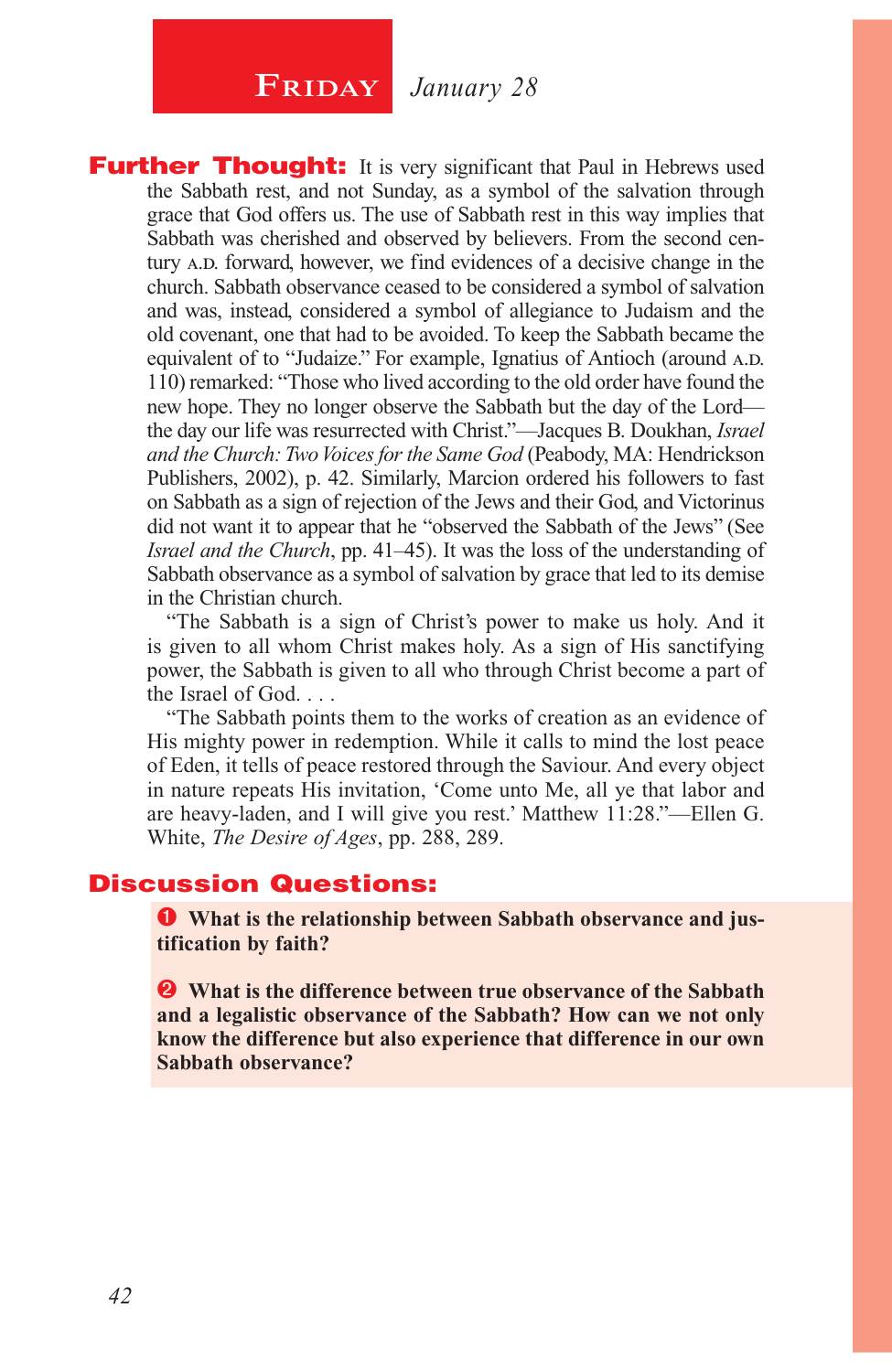## FRIDAY *January 28*

**Further Thought:** It is very significant that Paul in Hebrews used the Sabbath rest, and not Sunday, as a symbol of the salvation through grace that God offers us. The use of Sabbath rest in this way implies that Sabbath was cherished and observed by believers. From the second century A.D. forward, however, we find evidences of a decisive change in the church. Sabbath observance ceased to be considered a symbol of salvation and was, instead, considered a symbol of allegiance to Judaism and the old covenant, one that had to be avoided. To keep the Sabbath became the equivalent of to "Judaize." For example, Ignatius of Antioch (around A.D. 110) remarked: "Those who lived according to the old order have found the new hope. They no longer observe the Sabbath but the day of the Lord—the day our life was resurrected with Christ."—Jacques B. Doukhan, *Israel and the Church: Two Voices for the Same God* (Peabody, MA: Hendrickson Publishers, 2002), p. 42. Similarly, Marcion ordered his followers to fast on Sabbath as a sign of rejection of the Jews and their God, and Victorinus did not want it to appear that he "observed the Sabbath of the Jews" (See *Israel and the Church*, pp. 41–45). It was the loss of the understanding of Sabbath observance as a symbol of salvation by grace that led to its demise in the Christian church.

"The Sabbath is a sign of Christ's power to make us holy. And it is given to all whom Christ makes holy. As a sign of His sanctifying power, the Sabbath is given to all who through Christ become a part of the Israel of God. . . .

"The Sabbath points them to the works of creation as an evidence of His mighty power in redemption. While it calls to mind the lost peace of Eden, it tells of peace restored through the Saviour. And every object in nature repeats His invitation, 'Come unto Me, all ye that labor and are heavy-laden, and I will give you rest.' Matthew 11:28."—Ellen G. White, *The Desire of Ages*, pp. 288, 289.

**Discussion Questions:**

1. **What is the relationship between Sabbath observance and justification by faith?**

2. **What is the difference between true observance of the Sabbath and a legalistic observance of the Sabbath? How can we not only know the difference but also experience that difference in our own Sabbath observance?**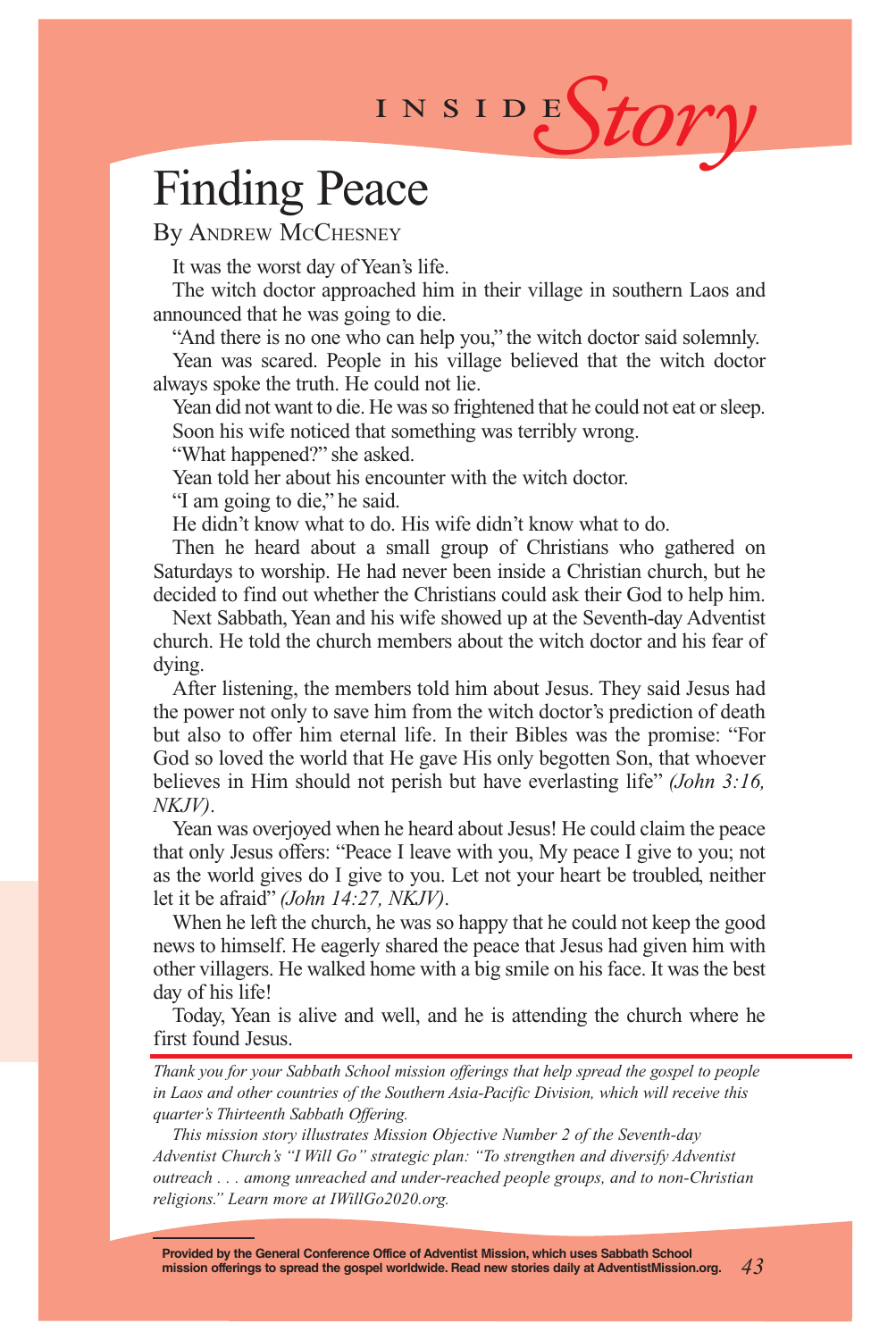INSIDE *Story*

# Finding Peace

By Andrew McChesney

It was the worst day of Yean's life.

The witch doctor approached him in their village in southern Laos and announced that he was going to die.

"And there is no one who can help you," the witch doctor said solemnly.

Yean was scared. People in his village believed that the witch doctor always spoke the truth. He could not lie.

Yean did not want to die. He was so frightened that he could not eat or sleep. Soon his wife noticed that something was terribly wrong.

"What happened?" she asked.

Yean told her about his encounter with the witch doctor.

"I am going to die," he said.

He didn't know what to do. His wife didn't know what to do.

Then he heard about a small group of Christians who gathered on Saturdays to worship. He had never been inside a Christian church, but he decided to find out whether the Christians could ask their God to help him.

Next Sabbath, Yean and his wife showed up at the Seventh-day Adventist church. He told the church members about the witch doctor and his fear of dying.

After listening, the members told him about Jesus. They said Jesus had the power not only to save him from the witch doctor's prediction of death but also to offer him eternal life. In their Bibles was the promise: "For God so loved the world that He gave His only begotten Son, that whoever believes in Him should not perish but have everlasting life" *(John 3:16, NKJV)*.

Yean was overjoyed when he heard about Jesus! He could claim the peace that only Jesus offers: "Peace I leave with you, My peace I give to you; not as the world gives do I give to you. Let not your heart be troubled, neither let it be afraid" *(John 14:27, NKJV)*.

When he left the church, he was so happy that he could not keep the good news to himself. He eagerly shared the peace that Jesus had given him with other villagers. He walked home with a big smile on his face. It was the best day of his life!

Today, Yean is alive and well, and he is attending the church where he first found Jesus.

*Thank you for your Sabbath School mission offerings that help spread the gospel to people in Laos and other countries of the Southern Asia-Pacific Division, which will receive this quarter's Thirteenth Sabbath Offering.*

*This mission story illustrates Mission Objective Number 2 of the Seventh-day Adventist Church's "I Will Go" strategic plan: "To strengthen and diversify Adventist outreach . . . among unreached and under-reached people groups, and to non-Christian religions." Learn more at IWillGo2020.org.*

**Provided by the General Conference Office of Adventist Mission, which uses Sabbath School mission offerings to spread the gospel worldwide. Read new stories daily at AdventistMission.org.**